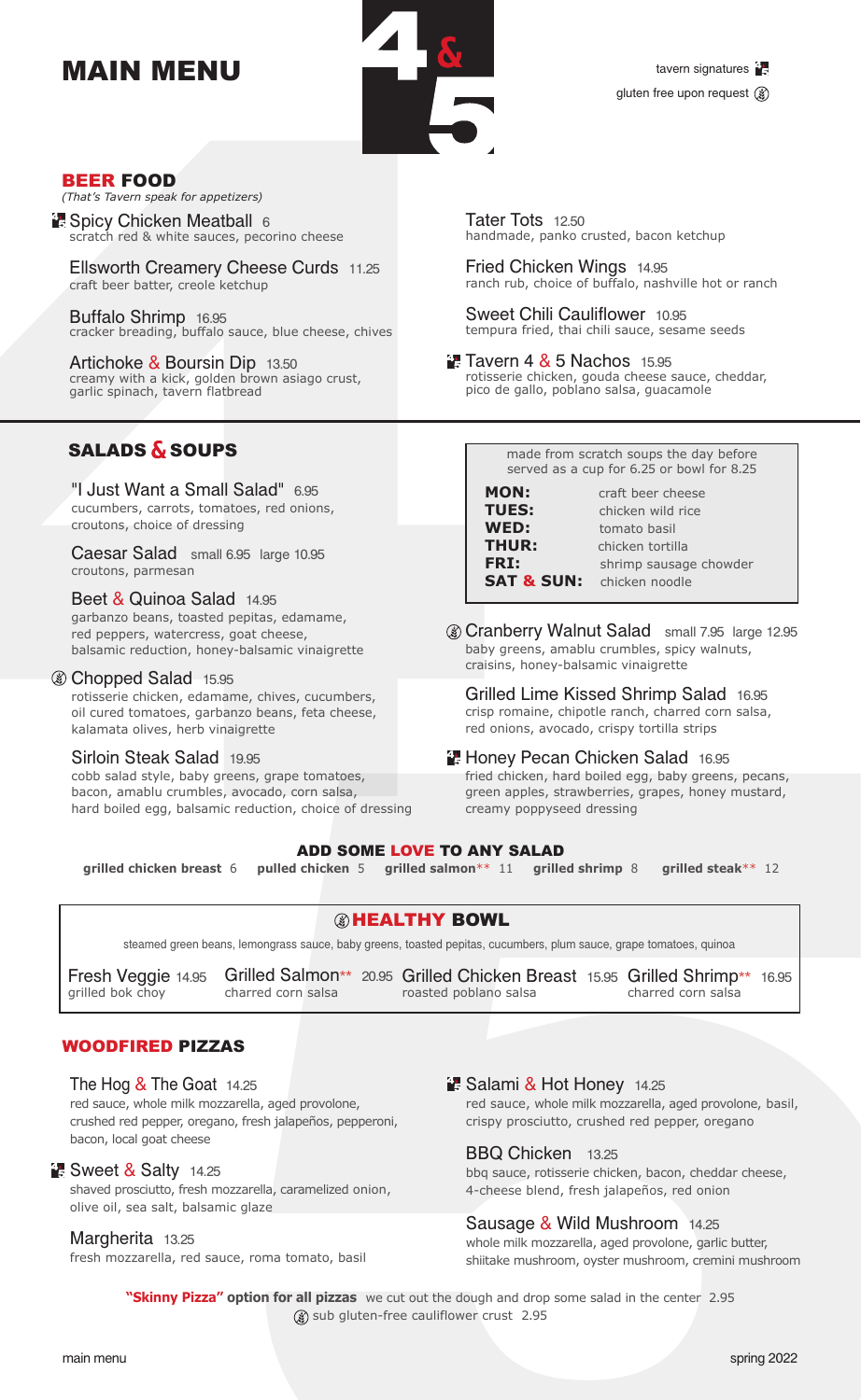# MAIN MENU

tavern signatures 🍺
gluten free upon request (GF)

## BEER FOOD

*(That's Tavern speak for appetizers)*

🍺 **Spicy Chicken Meatball** 6
scratch red & white sauces, pecorino cheese

**Ellsworth Creamery Cheese Curds** 11.25
craft beer batter, creole ketchup

**Buffalo Shrimp** 16.95
cracker breading, buffalo sauce, blue cheese, chives

**Artichoke & Boursin Dip** 13.50
creamy with a kick, golden brown asiago crust, garlic spinach, tavern flatbread

**Tater Tots** 12.50
handmade, panko crusted, bacon ketchup

**Fried Chicken Wings** 14.95
ranch rub, choice of buffalo, nashville hot or ranch

**Sweet Chili Cauliflower** 10.95
tempura fried, thai chili sauce, sesame seeds

🍺 **Tavern 4 & 5 Nachos** 15.95
rotisserie chicken, gouda cheese sauce, cheddar, pico de gallo, poblano salsa, guacamole

## SALADS & SOUPS

**"I Just Want a Small Salad"** 6.95
cucumbers, carrots, tomatoes, red onions, croutons, choice of dressing

**Caesar Salad** small 6.95 large 10.95
croutons, parmesan

**Beet & Quinoa Salad** 14.95
garbanzo beans, toasted pepitas, edamame, red peppers, watercress, goat cheese, balsamic reduction, honey-balsamic vinaigrette

(GF) **Chopped Salad** 15.95
rotisserie chicken, edamame, chives, cucumbers, oil cured tomatoes, garbanzo beans, feta cheese, kalamata olives, herb vinaigrette

**Sirloin Steak Salad** 19.95
cobb salad style, baby greens, grape tomatoes, bacon, amablu crumbles, avocado, corn salsa, hard boiled egg, balsamic reduction, choice of dressing

made from scratch soups the day before served as a cup for 6.25 or bowl for 8.25

| | |
|---|---|
| **MON:** | craft beer cheese |
| **TUES:** | chicken wild rice |
| **WED:** | tomato basil |
| **THUR:** | chicken tortilla |
| **FRI:** | shrimp sausage chowder |
| **SAT & SUN:** | chicken noodle |

(GF) **Cranberry Walnut Salad** small 7.95 large 12.95
baby greens, amablu crumbles, spicy walnuts, craisins, honey-balsamic vinaigrette

**Grilled Lime Kissed Shrimp Salad** 16.95
crisp romaine, chipotle ranch, charred corn salsa, red onions, avocado, crispy tortilla strips

🍺 **Honey Pecan Chicken Salad** 16.95
fried chicken, hard boiled egg, baby greens, pecans, green apples, strawberries, grapes, honey mustard, creamy poppyseed dressing

### ADD SOME LOVE TO ANY SALAD

**grilled chicken breast** 6 **pulled chicken** 5 **grilled salmon**** 11 **grilled shrimp** 8 **grilled steak**** 12

## (GF) HEALTHY BOWL

steamed green beans, lemongrass sauce, baby greens, toasted pepitas, cucumbers, plum sauce, grape tomatoes, quinoa

**Fresh Veggie** 14.95
grilled bok choy

**Grilled Salmon**** 20.95
charred corn salsa

**Grilled Chicken Breast** 15.95
roasted poblano salsa

**Grilled Shrimp**** 16.95
charred corn salsa

## WOODFIRED PIZZAS

**The Hog & The Goat** 14.25
red sauce, whole milk mozzarella, aged provolone, crushed red pepper, oregano, fresh jalapeños, pepperoni, bacon, local goat cheese

🍺 **Sweet & Salty** 14.25
shaved prosciutto, fresh mozzarella, caramelized onion, olive oil, sea salt, balsamic glaze

**Margherita** 13.25
fresh mozzarella, red sauce, roma tomato, basil

🍺 **Salami & Hot Honey** 14.25
red sauce, whole milk mozzarella, aged provolone, basil, crispy prosciutto, crushed red pepper, oregano

**BBQ Chicken** 13.25
bbq sauce, rotisserie chicken, bacon, cheddar cheese, 4-cheese blend, fresh jalapeños, red onion

**Sausage & Wild Mushroom** 14.25
whole milk mozzarella, aged provolone, garlic butter, shiitake mushroom, oyster mushroom, cremini mushroom

**"Skinny Pizza" option for all pizzas** we cut out the dough and drop some salad in the center 2.95
(GF) sub gluten-free cauliflower crust 2.95

main menu spring 2022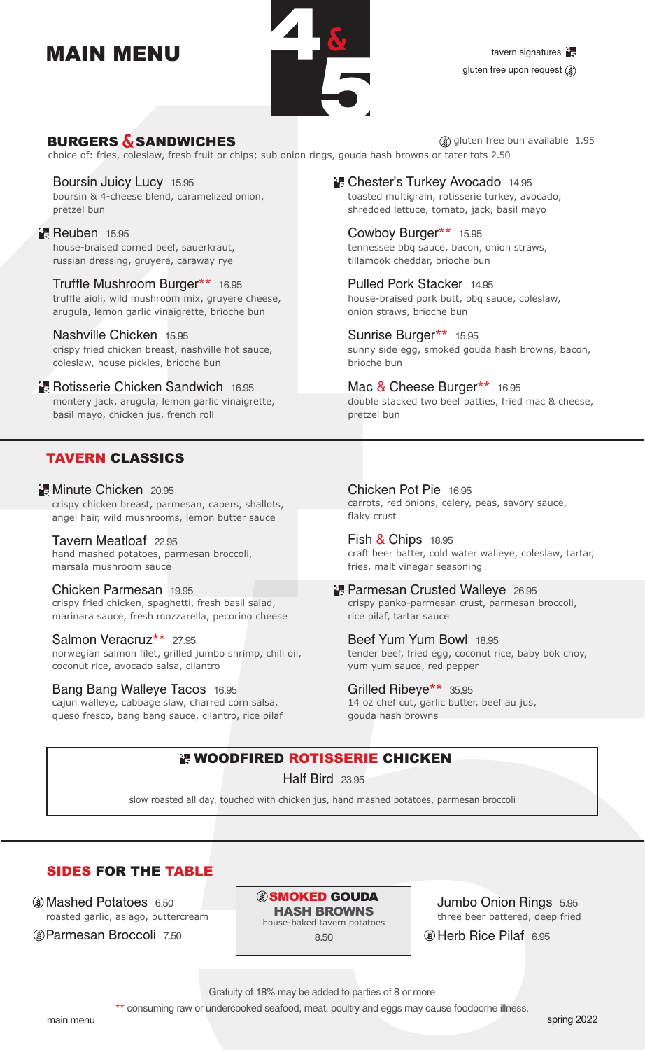# MAIN MENU

4 & 5

tavern signatures
gluten free upon request

## BURGERS & SANDWICHES

gluten free bun available 1.95

choice of: fries, coleslaw, fresh fruit or chips; sub onion rings, gouda hash browns or tater tots 2.50

**Boursin Juicy Lucy** 15.95
boursin & 4-cheese blend, caramelized onion, pretzel bun

**Reuben** 15.95
house-braised corned beef, sauerkraut, russian dressing, gruyere, caraway rye

**Truffle Mushroom Burger**** 16.95
truffle aioli, wild mushroom mix, gruyere cheese, arugula, lemon garlic vinaigrette, brioche bun

**Nashville Chicken** 15.95
crispy fried chicken breast, nashville hot sauce, coleslaw, house pickles, brioche bun

**Rotisserie Chicken Sandwich** 16.95
montery jack, arugula, lemon garlic vinaigrette, basil mayo, chicken jus, french roll

**Chester's Turkey Avocado** 14.95
toasted multigrain, rotisserie turkey, avocado, shredded lettuce, tomato, jack, basil mayo

**Cowboy Burger**** 15.95
tennessee bbq sauce, bacon, onion straws, tillamook cheddar, brioche bun

**Pulled Pork Stacker** 14.95
house-braised pork butt, bbq sauce, coleslaw, onion straws, brioche bun

**Sunrise Burger**** 15.95
sunny side egg, smoked gouda hash browns, bacon, brioche bun

**Mac & Cheese Burger**** 16.95
double stacked two beef patties, fried mac & cheese, pretzel bun

## TAVERN CLASSICS

**Minute Chicken** 20.95
crispy chicken breast, parmesan, capers, shallots, angel hair, wild mushrooms, lemon butter sauce

**Tavern Meatloaf** 22.95
hand mashed potatoes, parmesan broccoli, marsala mushroom sauce

**Chicken Parmesan** 19.95
crispy fried chicken, spaghetti, fresh basil salad, marinara sauce, fresh mozzarella, pecorino cheese

**Salmon Veracruz**** 27.95
norwegian salmon filet, grilled jumbo shrimp, chili oil, coconut rice, avocado salsa, cilantro

**Bang Bang Walleye Tacos** 16.95
cajun walleye, cabbage slaw, charred corn salsa, queso fresco, bang bang sauce, cilantro, rice pilaf

**Chicken Pot Pie** 16.95
carrots, red onions, celery, peas, savory sauce, flaky crust

**Fish & Chips** 18.95
craft beer batter, cold water walleye, coleslaw, tartar, fries, malt vinegar seasoning

**Parmesan Crusted Walleye** 26.95
crispy panko-parmesan crust, parmesan broccoli, rice pilaf, tartar sauce

**Beef Yum Yum Bowl** 18.95
tender beef, fried egg, coconut rice, baby bok choy, yum yum sauce, red pepper

**Grilled Ribeye**** 35.95
14 oz chef cut, garlic butter, beef au jus, gouda hash browns

## WOODFIRED ROTISSERIE CHICKEN

**Half Bird** 23.95
slow roasted all day, touched with chicken jus, hand mashed potatoes, parmesan broccoli

## SIDES FOR THE TABLE

**Mashed Potatoes** 6.50
roasted garlic, asiago, buttercream

**Parmesan Broccoli** 7.50

**SMOKED GOUDA HASH BROWNS**
house-baked tavern potatoes
8.50

**Jumbo Onion Rings** 5.95
three beer battered, deep fried

**Herb Rice Pilaf** 6.95

Gratuity of 18% may be added to parties of 8 or more

** consuming raw or undercooked seafood, meat, poultry and eggs may cause foodborne illness.

main menu

spring 2022